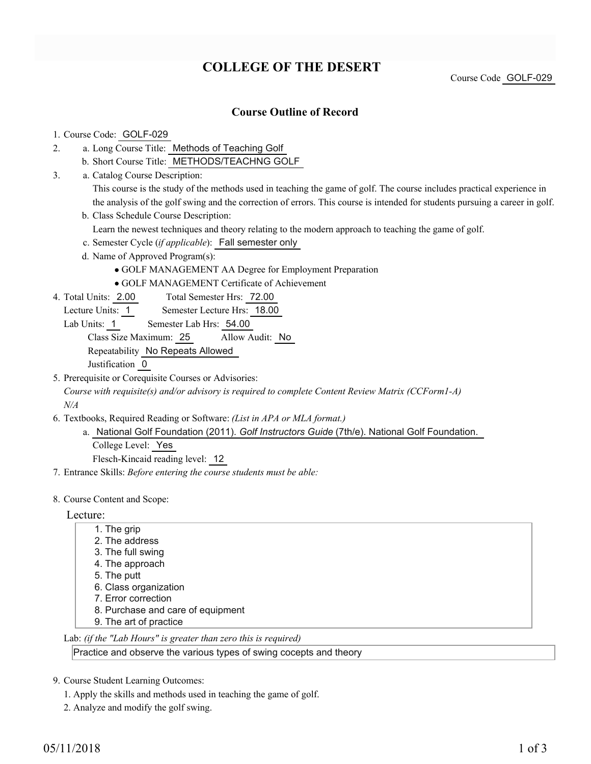# COLLEGE OF THE DESERT

Course Code GOLF-029

## Course Outline of Record

1. Course Code: GOLF-029
2. a. Long Course Title: Methods of Teaching Golf
   b. Short Course Title: METHODS/TEACHNG GOLF
3. a. Catalog Course Description:
   This course is the study of the methods used in teaching the game of golf. The course includes practical experience in the analysis of the golf swing and the correction of errors. This course is intended for students pursuing a career in golf.
   b. Class Schedule Course Description:
   Learn the newest techniques and theory relating to the modern approach to teaching the game of golf.
   c. Semester Cycle (*if applicable*): Fall semester only
   d. Name of Approved Program(s):
      - GOLF MANAGEMENT AA Degree for Employment Preparation
      - GOLF MANAGEMENT Certificate of Achievement
4. Total Units: 2.00 Total Semester Hrs: 72.00
   Lecture Units: 1 Semester Lecture Hrs: 18.00
   Lab Units: 1 Semester Lab Hrs: 54.00
   Class Size Maximum: 25 Allow Audit: No
   Repeatability No Repeats Allowed
   Justification 0
5. Prerequisite or Corequisite Courses or Advisories:
   *Course with requisite(s) and/or advisory is required to complete Content Review Matrix (CCForm1-A)*
   *N/A*
6. Textbooks, Required Reading or Software: *(List in APA or MLA format.)*
   a. National Golf Foundation (2011). *Golf Instructors Guide* (7th/e). National Golf Foundation.
   College Level: Yes
   Flesch-Kincaid reading level: 12
7. Entrance Skills: *Before entering the course students must be able:*
8. Course Content and Scope:

Lecture:

1. The grip
2. The address
3. The full swing
4. The approach
5. The putt
6. Class organization
7. Error correction
8. Purchase and care of equipment
9. The art of practice

Lab: *(if the "Lab Hours" is greater than zero this is required)*

Practice and observe the various types of swing cocepts and theory

9. Course Student Learning Outcomes:
   1. Apply the skills and methods used in teaching the game of golf.
   2. Analyze and modify the golf swing.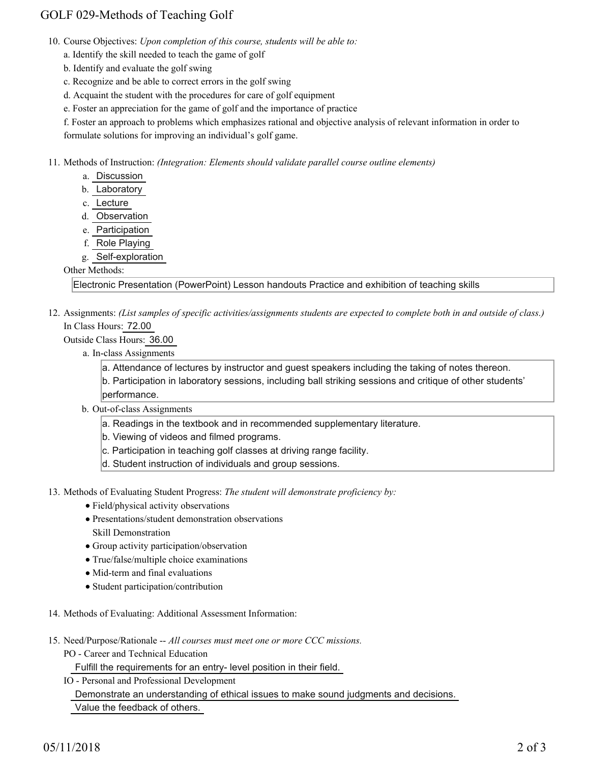10. Course Objectives: *Upon completion of this course, students will be able to:*

    a. Identify the skill needed to teach the game of golf

    b. Identify and evaluate the golf swing

    c. Recognize and be able to correct errors in the golf swing

    d. Acquaint the student with the procedures for care of golf equipment

    e. Foster an appreciation for the game of golf and the importance of practice

    f. Foster an approach to problems which emphasizes rational and objective analysis of relevant information in order to formulate solutions for improving an individual's golf game.

11. Methods of Instruction: *(Integration: Elements should validate parallel course outline elements)*

    a. Discussion
    b. Laboratory
    c. Lecture
    d. Observation
    e. Participation
    f. Role Playing
    g. Self-exploration

    Other Methods:

    Electronic Presentation (PowerPoint) Lesson handouts Practice and exhibition of teaching skills

12. Assignments: *(List samples of specific activities/assignments students are expected to complete both in and outside of class.)*

    In Class Hours: 72.00

    Outside Class Hours: 36.00

    a. In-class Assignments

        a. Attendance of lectures by instructor and guest speakers including the taking of notes thereon.
        b. Participation in laboratory sessions, including ball striking sessions and critique of other students' performance.

    b. Out-of-class Assignments

        a. Readings in the textbook and in recommended supplementary literature.
        b. Viewing of videos and filmed programs.
        c. Participation in teaching golf classes at driving range facility.
        d. Student instruction of individuals and group sessions.

13. Methods of Evaluating Student Progress: *The student will demonstrate proficiency by:*

    - Field/physical activity observations
    - Presentations/student demonstration observations
      Skill Demonstration
    - Group activity participation/observation
    - True/false/multiple choice examinations
    - Mid-term and final evaluations
    - Student participation/contribution

14. Methods of Evaluating: Additional Assessment Information:

15. Need/Purpose/Rationale -- *All courses must meet one or more CCC missions.*

    PO - Career and Technical Education

    Fulfill the requirements for an entry- level position in their field.

    IO - Personal and Professional Development

    Demonstrate an understanding of ethical issues to make sound judgments and decisions.

    Value the feedback of others.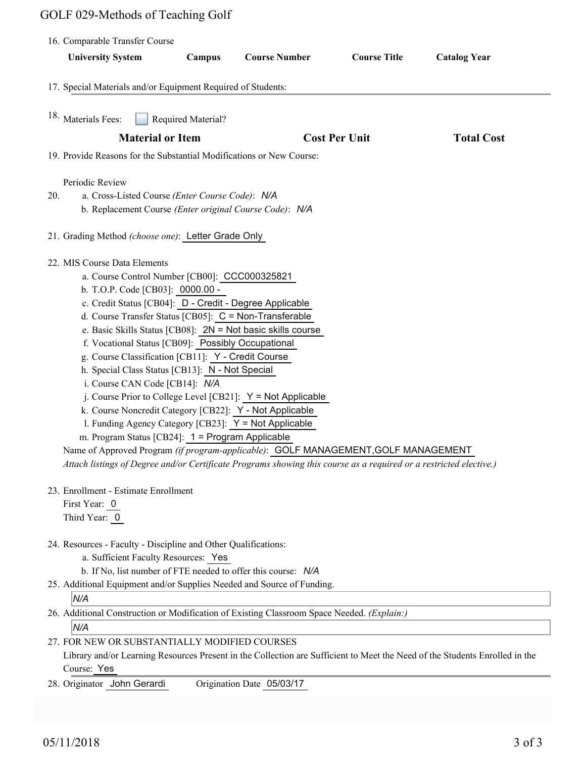# GOLF 029-Methods of Teaching Golf

16. Comparable Transfer Course

| University System | Campus | Course Number | Course Title | Catalog Year |
|---|---|---|---|---|

17. Special Materials and/or Equipment Required of Students:

18. Materials Fees: ☐ Required Material?

| Material or Item | Cost Per Unit | Total Cost |
|---|---|---|

19. Provide Reasons for the Substantial Modifications or New Course:

    Periodic Review

20. a. Cross-Listed Course *(Enter Course Code)*: *N/A*
    b. Replacement Course *(Enter original Course Code)*: *N/A*

21. Grading Method *(choose one)*: Letter Grade Only

22. MIS Course Data Elements
    a. Course Control Number [CB00]: CCC000325821
    b. T.O.P. Code [CB03]: 0000.00 -
    c. Credit Status [CB04]: D - Credit - Degree Applicable
    d. Course Transfer Status [CB05]: C = Non-Transferable
    e. Basic Skills Status [CB08]: 2N = Not basic skills course
    f. Vocational Status [CB09]: Possibly Occupational
    g. Course Classification [CB11]: Y - Credit Course
    h. Special Class Status [CB13]: N - Not Special
    i. Course CAN Code [CB14]: *N/A*
    j. Course Prior to College Level [CB21]: Y = Not Applicable
    k. Course Noncredit Category [CB22]: Y - Not Applicable
    l. Funding Agency Category [CB23]: Y = Not Applicable
    m. Program Status [CB24]: 1 = Program Applicable

    Name of Approved Program *(if program-applicable)*: GOLF MANAGEMENT,GOLF MANAGEMENT

    *Attach listings of Degree and/or Certificate Programs showing this course as a required or a restricted elective.)*

23. Enrollment - Estimate Enrollment
    First Year: 0
    Third Year: 0

24. Resources - Faculty - Discipline and Other Qualifications:
    a. Sufficient Faculty Resources: Yes
    b. If No, list number of FTE needed to offer this course: *N/A*

25. Additional Equipment and/or Supplies Needed and Source of Funding.

    *N/A*

26. Additional Construction or Modification of Existing Classroom Space Needed. *(Explain:)*

    *N/A*

27. FOR NEW OR SUBSTANTIALLY MODIFIED COURSES
    Library and/or Learning Resources Present in the Collection are Sufficient to Meet the Need of the Students Enrolled in the Course: Yes

28. Originator John Gerardi Origination Date 05/03/17